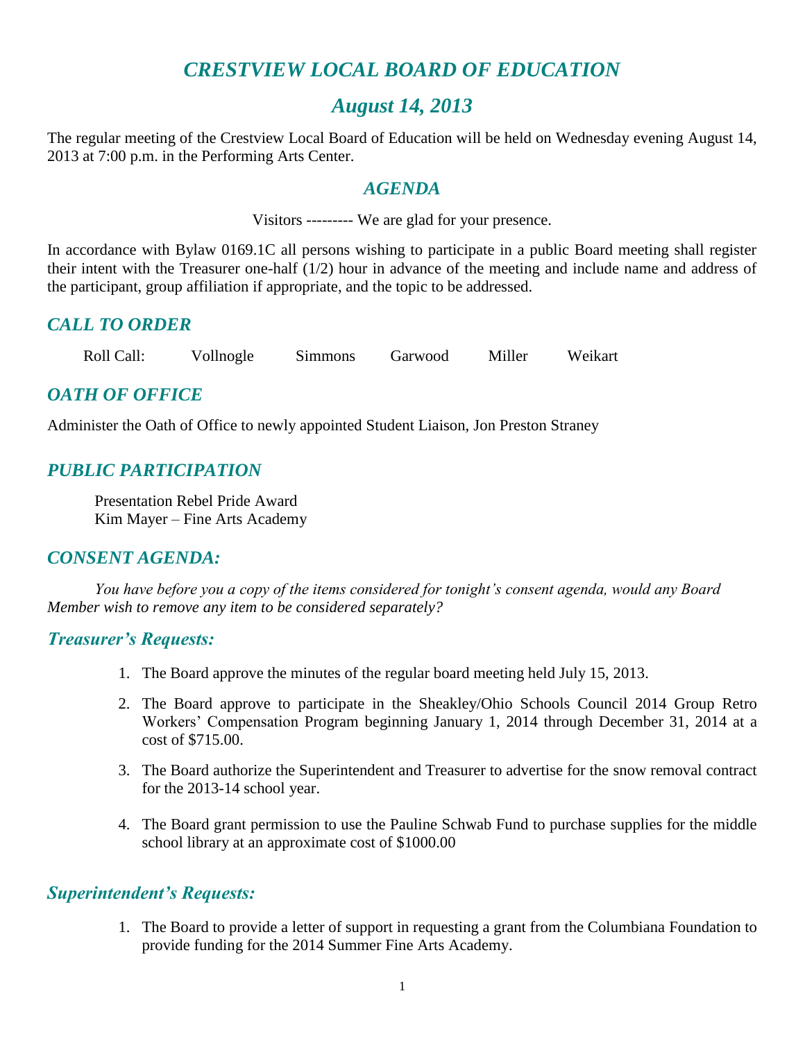# *CRESTVIEW LOCAL BOARD OF EDUCATION*

## *August 14, 2013*

The regular meeting of the Crestview Local Board of Education will be held on Wednesday evening August 14, 2013 at 7:00 p.m. in the Performing Arts Center.

### *AGENDA*

Visitors --------- We are glad for your presence.

In accordance with Bylaw 0169.1C all persons wishing to participate in a public Board meeting shall register their intent with the Treasurer one-half (1/2) hour in advance of the meeting and include name and address of the participant, group affiliation if appropriate, and the topic to be addressed.

## *CALL TO ORDER*

Roll Call: Vollnogle Simmons Garwood Miller Weikart

## *OATH OF OFFICE*

Administer the Oath of Office to newly appointed Student Liaison, Jon Preston Straney

## *PUBLIC PARTICIPATION*

Presentation Rebel Pride Award
Kim Mayer – Fine Arts Academy

## *CONSENT AGENDA:*

*You have before you a copy of the items considered for tonight's consent agenda, would any Board Member wish to remove any item to be considered separately?*

### *Treasurer's Requests:*

1. The Board approve the minutes of the regular board meeting held July 15, 2013.
2. The Board approve to participate in the Sheakley/Ohio Schools Council 2014 Group Retro Workers' Compensation Program beginning January 1, 2014 through December 31, 2014 at a cost of $715.00.
3. The Board authorize the Superintendent and Treasurer to advertise for the snow removal contract for the 2013-14 school year.
4. The Board grant permission to use the Pauline Schwab Fund to purchase supplies for the middle school library at an approximate cost of $1000.00

### *Superintendent's Requests:*

1. The Board to provide a letter of support in requesting a grant from the Columbiana Foundation to provide funding for the 2014 Summer Fine Arts Academy.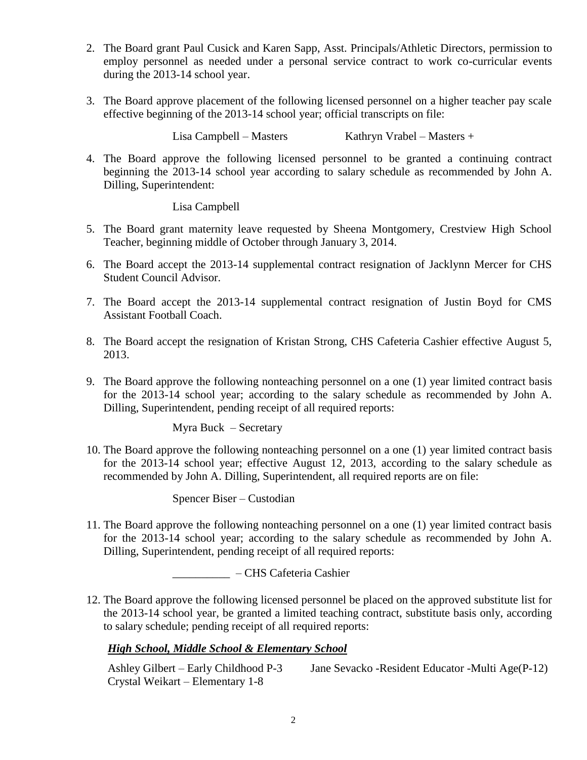2. The Board grant Paul Cusick and Karen Sapp, Asst. Principals/Athletic Directors, permission to employ personnel as needed under a personal service contract to work co-curricular events during the 2013-14 school year.

3. The Board approve placement of the following licensed personnel on a higher teacher pay scale effective beginning of the 2013-14 school year; official transcripts on file:

   Lisa Campbell – Masters          Kathryn Vrabel – Masters +

4. The Board approve the following licensed personnel to be granted a continuing contract beginning the 2013-14 school year according to salary schedule as recommended by John A. Dilling, Superintendent:

   Lisa Campbell

5. The Board grant maternity leave requested by Sheena Montgomery, Crestview High School Teacher, beginning middle of October through January 3, 2014.

6. The Board accept the 2013-14 supplemental contract resignation of Jacklynn Mercer for CHS Student Council Advisor.

7. The Board accept the 2013-14 supplemental contract resignation of Justin Boyd for CMS Assistant Football Coach.

8. The Board accept the resignation of Kristan Strong, CHS Cafeteria Cashier effective August 5, 2013.

9. The Board approve the following nonteaching personnel on a one (1) year limited contract basis for the 2013-14 school year; according to the salary schedule as recommended by John A. Dilling, Superintendent, pending receipt of all required reports:

   Myra Buck – Secretary

10. The Board approve the following nonteaching personnel on a one (1) year limited contract basis for the 2013-14 school year; effective August 12, 2013, according to the salary schedule as recommended by John A. Dilling, Superintendent, all required reports are on file:

    Spencer Biser – Custodian

11. The Board approve the following nonteaching personnel on a one (1) year limited contract basis for the 2013-14 school year; according to the salary schedule as recommended by John A. Dilling, Superintendent, pending receipt of all required reports:

    __________ – CHS Cafeteria Cashier

12. The Board approve the following licensed personnel be placed on the approved substitute list for the 2013-14 school year, be granted a limited teaching contract, substitute basis only, according to salary schedule; pending receipt of all required reports:

    ***High School, Middle School & Elementary School***

    Ashley Gilbert – Early Childhood P-3          Jane Sevacko -Resident Educator -Multi Age(P-12)
    Crystal Weikart – Elementary 1-8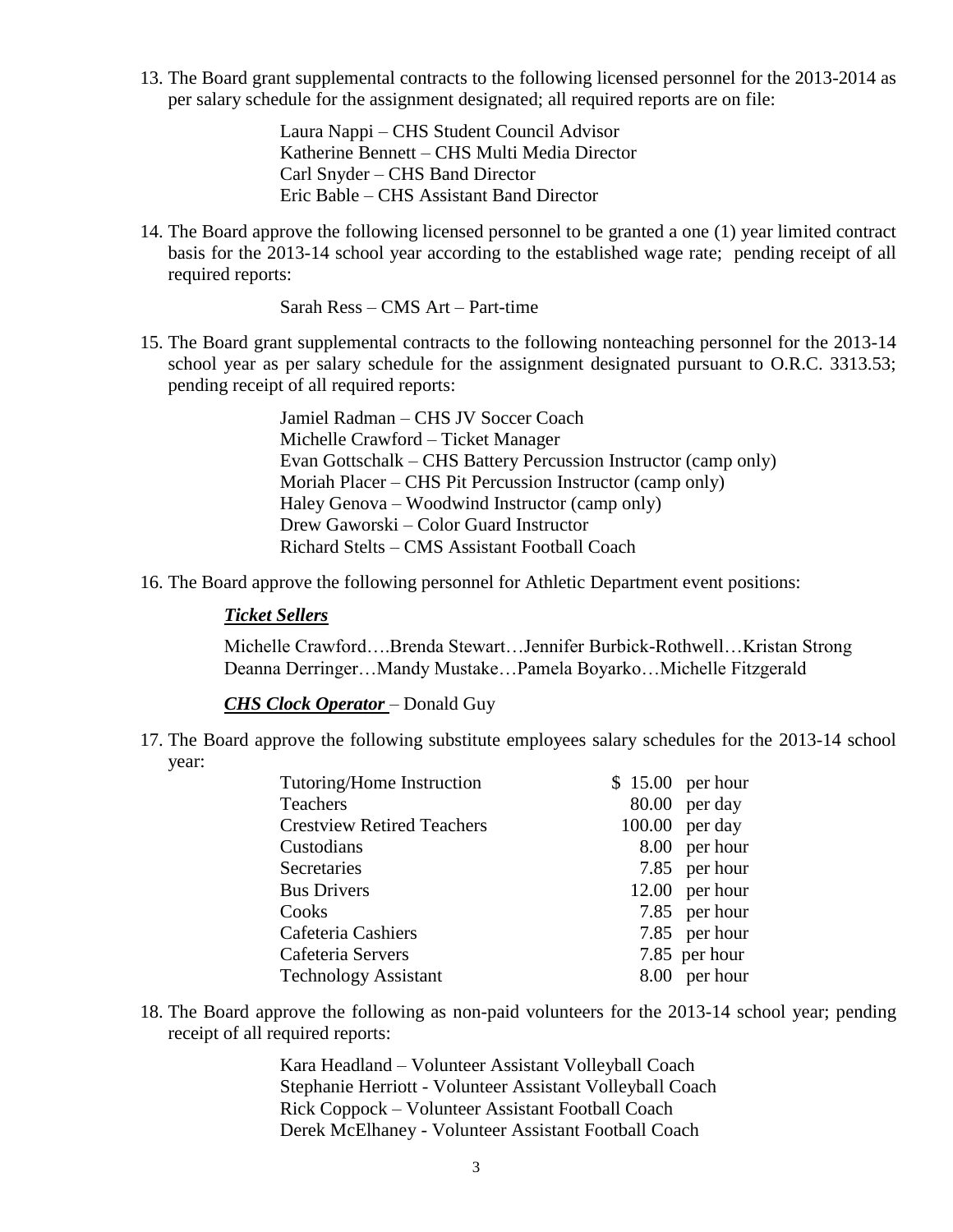13. The Board grant supplemental contracts to the following licensed personnel for the 2013-2014 as per salary schedule for the assignment designated; all required reports are on file:

    Laura Nappi – CHS Student Council Advisor
    Katherine Bennett – CHS Multi Media Director
    Carl Snyder – CHS Band Director
    Eric Bable – CHS Assistant Band Director

14. The Board approve the following licensed personnel to be granted a one (1) year limited contract basis for the 2013-14 school year according to the established wage rate; pending receipt of all required reports:

    Sarah Ress – CMS Art – Part-time

15. The Board grant supplemental contracts to the following nonteaching personnel for the 2013-14 school year as per salary schedule for the assignment designated pursuant to O.R.C. 3313.53; pending receipt of all required reports:

    Jamiel Radman – CHS JV Soccer Coach
    Michelle Crawford – Ticket Manager
    Evan Gottschalk – CHS Battery Percussion Instructor (camp only)
    Moriah Placer – CHS Pit Percussion Instructor (camp only)
    Haley Genova – Woodwind Instructor (camp only)
    Drew Gaworski – Color Guard Instructor
    Richard Stelts – CMS Assistant Football Coach

16. The Board approve the following personnel for Athletic Department event positions:

    ***Ticket Sellers***

    Michelle Crawford….Brenda Stewart…Jennifer Burbick-Rothwell…Kristan Strong
    Deanna Derringer…Mandy Mustake…Pamela Boyarko…Michelle Fitzgerald

    ***CHS Clock Operator*** – Donald Guy

17. The Board approve the following substitute employees salary schedules for the 2013-14 school year:

| | | |
|---|---|---|
| Tutoring/Home Instruction | $ 15.00 | per hour |
| Teachers | 80.00 | per day |
| Crestview Retired Teachers | 100.00 | per day |
| Custodians | 8.00 | per hour |
| Secretaries | 7.85 | per hour |
| Bus Drivers | 12.00 | per hour |
| Cooks | 7.85 | per hour |
| Cafeteria Cashiers | 7.85 | per hour |
| Cafeteria Servers | 7.85 | per hour |
| Technology Assistant | 8.00 | per hour |

18. The Board approve the following as non-paid volunteers for the 2013-14 school year; pending receipt of all required reports:

    Kara Headland – Volunteer Assistant Volleyball Coach
    Stephanie Herriott - Volunteer Assistant Volleyball Coach
    Rick Coppock – Volunteer Assistant Football Coach
    Derek McElhaney - Volunteer Assistant Football Coach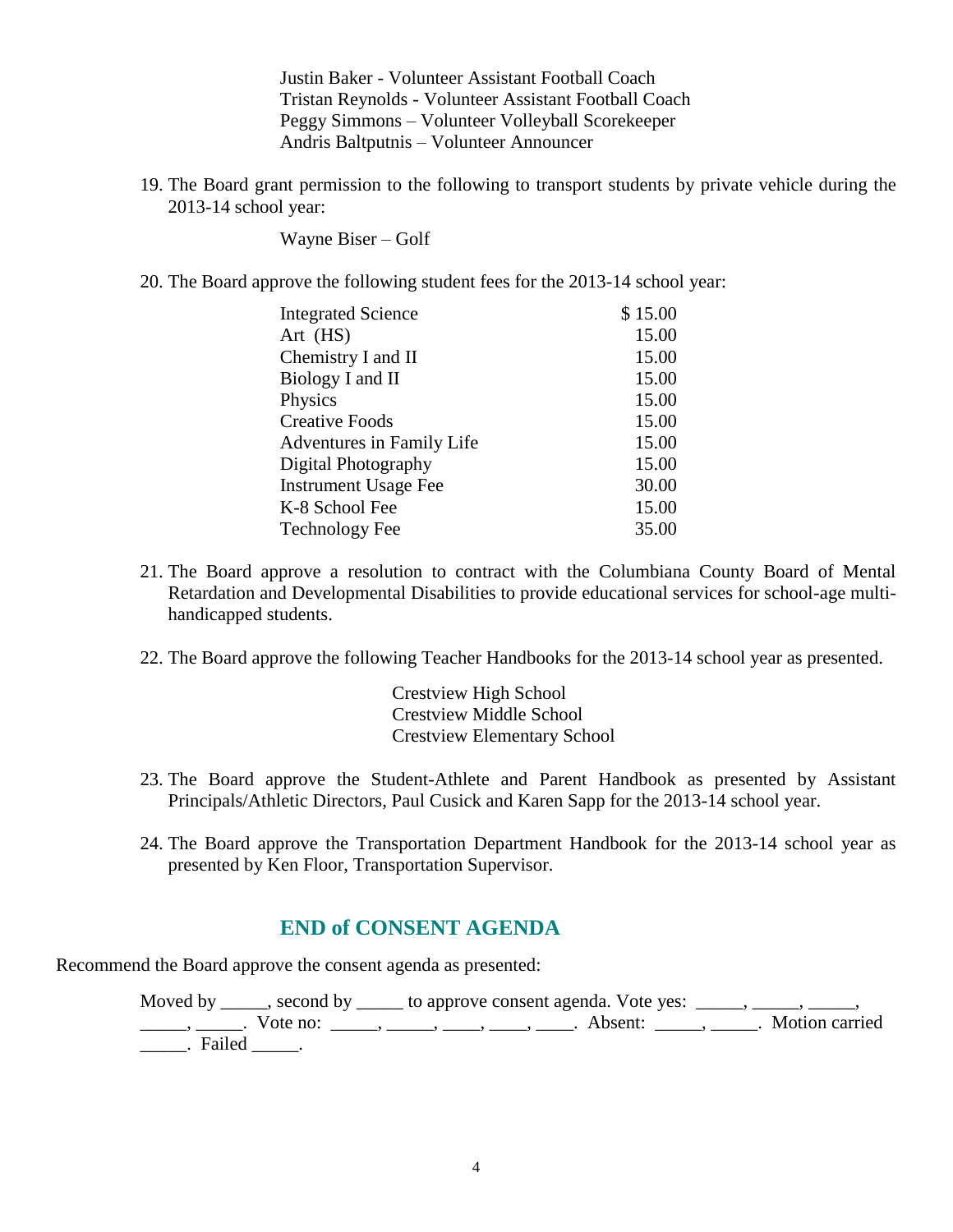Justin Baker - Volunteer Assistant Football Coach
Tristan Reynolds - Volunteer Assistant Football Coach
Peggy Simmons – Volunteer Volleyball Scorekeeper
Andris Baltputnis – Volunteer Announcer

19. The Board grant permission to the following to transport students by private vehicle during the 2013-14 school year:

    Wayne Biser – Golf

20. The Board approve the following student fees for the 2013-14 school year:

| | |
|---|---|
| Integrated Science | $ 15.00 |
| Art (HS) | 15.00 |
| Chemistry I and II | 15.00 |
| Biology I and II | 15.00 |
| Physics | 15.00 |
| Creative Foods | 15.00 |
| Adventures in Family Life | 15.00 |
| Digital Photography | 15.00 |
| Instrument Usage Fee | 30.00 |
| K-8 School Fee | 15.00 |
| Technology Fee | 35.00 |

21. The Board approve a resolution to contract with the Columbiana County Board of Mental Retardation and Developmental Disabilities to provide educational services for school-age multi-handicapped students.

22. The Board approve the following Teacher Handbooks for the 2013-14 school year as presented.

    Crestview High School
    Crestview Middle School
    Crestview Elementary School

23. The Board approve the Student-Athlete and Parent Handbook as presented by Assistant Principals/Athletic Directors, Paul Cusick and Karen Sapp for the 2013-14 school year.

24. The Board approve the Transportation Department Handbook for the 2013-14 school year as presented by Ken Floor, Transportation Supervisor.

## END of CONSENT AGENDA

Recommend the Board approve the consent agenda as presented:

Moved by _____, second by _____ to approve consent agenda. Vote yes: _____, _____, _____, _____, _____. Vote no: _____, _____, ____, ____, ____. Absent: _____, _____. Motion carried _____. Failed _____.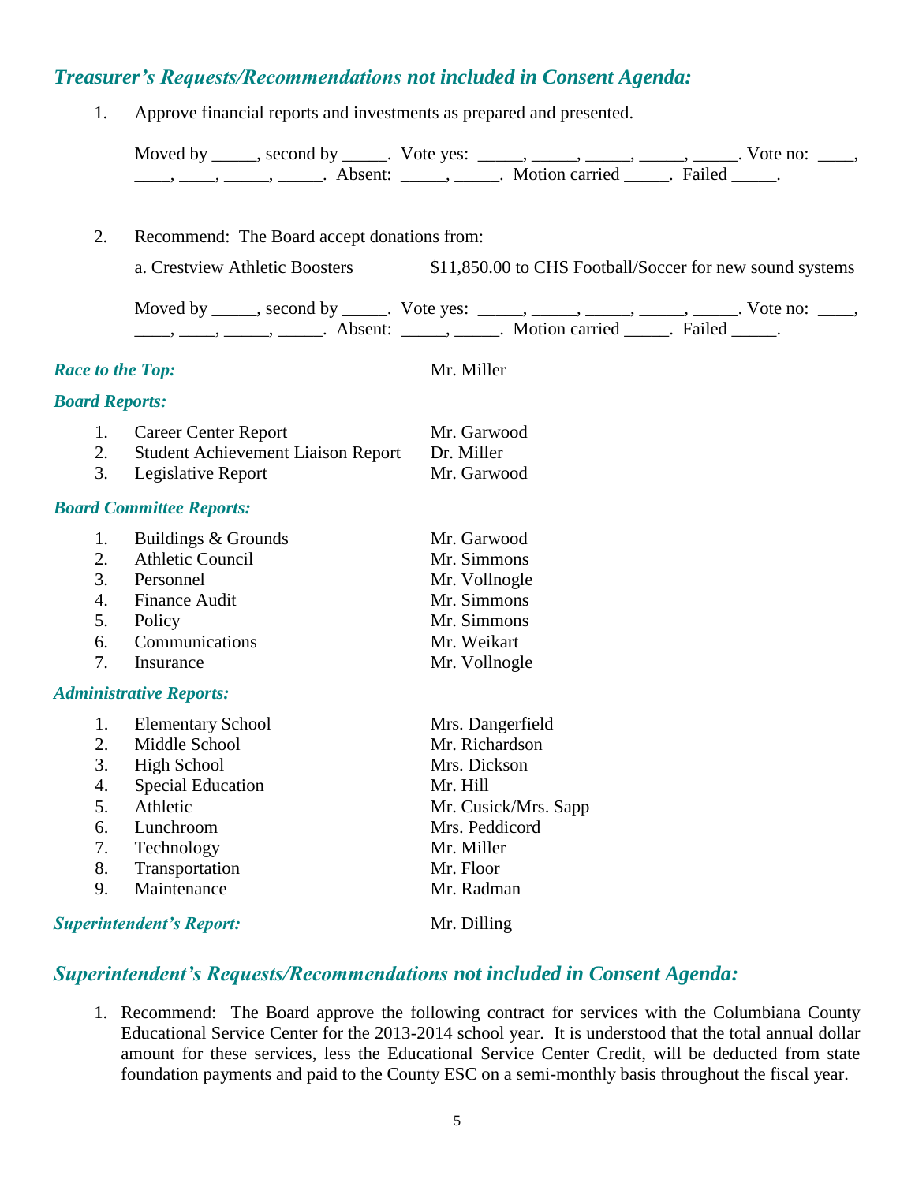## *Treasurer's Requests/Recommendations not included in Consent Agenda:*

1. Approve financial reports and investments as prepared and presented.

   Moved by _____, second by _____. Vote yes: _____, _____, _____, _____, _____. Vote no: ____, ____, ____, _____, _____. Absent: _____, _____. Motion carried _____. Failed _____.

2. Recommend: The Board accept donations from:

   a. Crestview Athletic Boosters — $11,850.00 to CHS Football/Soccer for new sound systems

   Moved by _____, second by _____. Vote yes: _____, _____, _____, _____, _____. Vote no: ____, ____, ____, _____, _____. Absent: _____, _____. Motion carried _____. Failed _____.

***Race to the Top:*** Mr. Miller

***Board Reports:***

| | | |
|---|---|---|
| 1. | Career Center Report | Mr. Garwood |
| 2. | Student Achievement Liaison Report | Dr. Miller |
| 3. | Legislative Report | Mr. Garwood |

***Board Committee Reports:***

| | | |
|---|---|---|
| 1. | Buildings & Grounds | Mr. Garwood |
| 2. | Athletic Council | Mr. Simmons |
| 3. | Personnel | Mr. Vollnogle |
| 4. | Finance Audit | Mr. Simmons |
| 5. | Policy | Mr. Simmons |
| 6. | Communications | Mr. Weikart |
| 7. | Insurance | Mr. Vollnogle |

***Administrative Reports:***

| | | |
|---|---|---|
| 1. | Elementary School | Mrs. Dangerfield |
| 2. | Middle School | Mr. Richardson |
| 3. | High School | Mrs. Dickson |
| 4. | Special Education | Mr. Hill |
| 5. | Athletic | Mr. Cusick/Mrs. Sapp |
| 6. | Lunchroom | Mrs. Peddicord |
| 7. | Technology | Mr. Miller |
| 8. | Transportation | Mr. Floor |
| 9. | Maintenance | Mr. Radman |

***Superintendent's Report:*** Mr. Dilling

## *Superintendent's Requests/Recommendations not included in Consent Agenda:*

1. Recommend: The Board approve the following contract for services with the Columbiana County Educational Service Center for the 2013-2014 school year. It is understood that the total annual dollar amount for these services, less the Educational Service Center Credit, will be deducted from state foundation payments and paid to the County ESC on a semi-monthly basis throughout the fiscal year.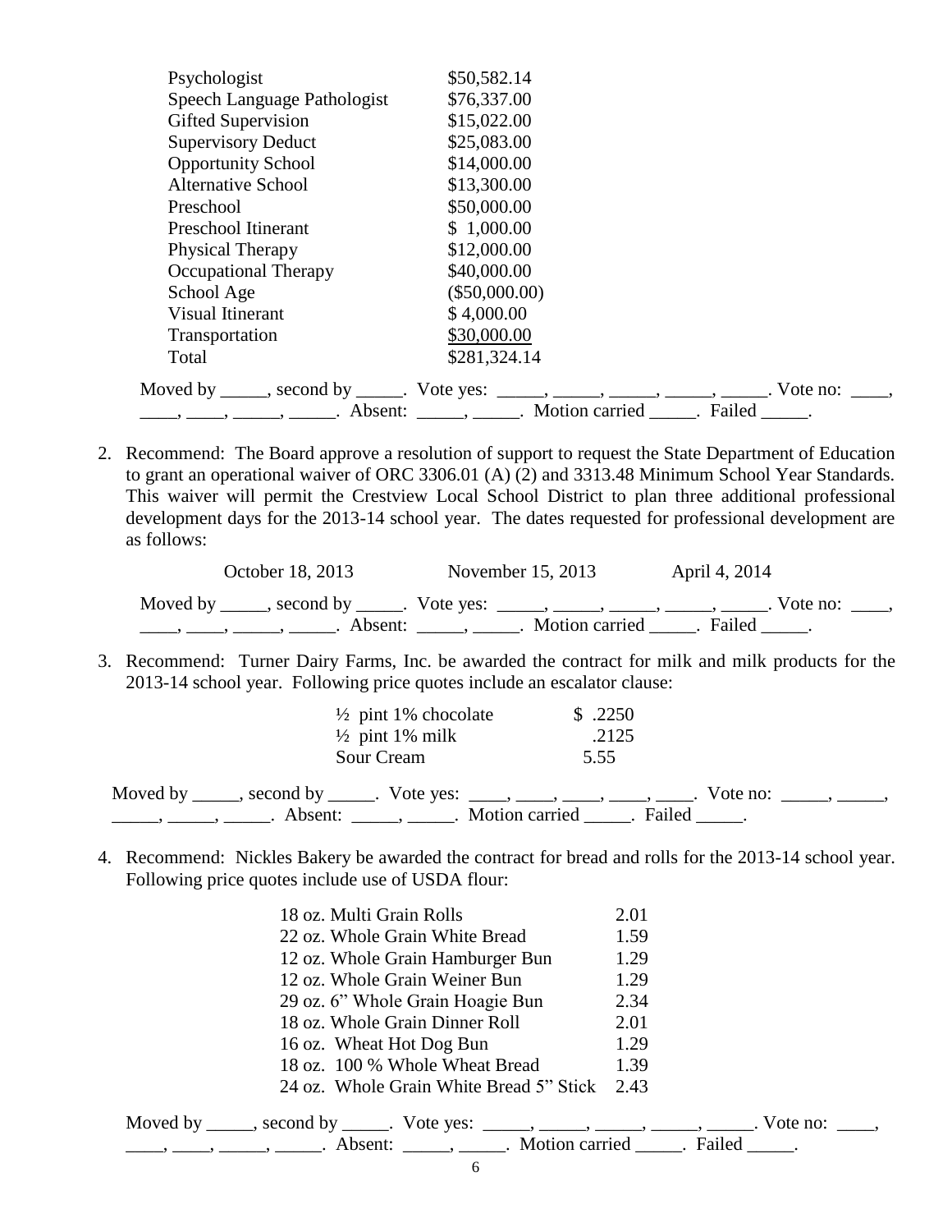| | |
|---|---|
| Psychologist | $50,582.14 |
| Speech Language Pathologist | $76,337.00 |
| Gifted Supervision | $15,022.00 |
| Supervisory Deduct | $25,083.00 |
| Opportunity School | $14,000.00 |
| Alternative School | $13,300.00 |
| Preschool | $50,000.00 |
| Preschool Itinerant | $ 1,000.00 |
| Physical Therapy | $12,000.00 |
| Occupational Therapy | $40,000.00 |
| School Age | ($50,000.00) |
| Visual Itinerant | $ 4,000.00 |
| Transportation | $30,000.00 |
| Total | $281,324.14 |

Moved by _____, second by _____. Vote yes: _____, _____, _____, _____, _____. Vote no: ____, ____, ____, _____, _____. Absent: _____, _____. Motion carried _____. Failed _____.

2. Recommend: The Board approve a resolution of support to request the State Department of Education to grant an operational waiver of ORC 3306.01 (A) (2) and 3313.48 Minimum School Year Standards. This waiver will permit the Crestview Local School District to plan three additional professional development days for the 2013-14 school year. The dates requested for professional development are as follows:

   October 18, 2013 &nbsp;&nbsp;&nbsp; November 15, 2013 &nbsp;&nbsp;&nbsp; April 4, 2014

   Moved by _____, second by _____. Vote yes: _____, _____, _____, _____, _____. Vote no: ____, ____, ____, _____, _____. Absent: _____, _____. Motion carried _____. Failed _____.

3. Recommend: Turner Dairy Farms, Inc. be awarded the contract for milk and milk products for the 2013-14 school year. Following price quotes include an escalator clause:

| | |
|---|---|
| ½ pint 1% chocolate | $ .2250 |
| ½ pint 1% milk | .2125 |
| Sour Cream | 5.55 |

   Moved by _____, second by _____. Vote yes: ____, ____, ____, ____, ____. Vote no: _____, _____, _____, _____, _____. Absent: _____, _____. Motion carried _____. Failed _____.

4. Recommend: Nickles Bakery be awarded the contract for bread and rolls for the 2013-14 school year. Following price quotes include use of USDA flour:

| | |
|---|---|
| 18 oz. Multi Grain Rolls | 2.01 |
| 22 oz. Whole Grain White Bread | 1.59 |
| 12 oz. Whole Grain Hamburger Bun | 1.29 |
| 12 oz. Whole Grain Weiner Bun | 1.29 |
| 29 oz. 6" Whole Grain Hoagie Bun | 2.34 |
| 18 oz. Whole Grain Dinner Roll | 2.01 |
| 16 oz. Wheat Hot Dog Bun | 1.29 |
| 18 oz. 100 % Whole Wheat Bread | 1.39 |
| 24 oz. Whole Grain White Bread 5" Stick | 2.43 |

   Moved by _____, second by _____. Vote yes: _____, _____, _____, _____, _____. Vote no: ____, ____, ____, _____, _____. Absent: _____, _____. Motion carried _____. Failed _____.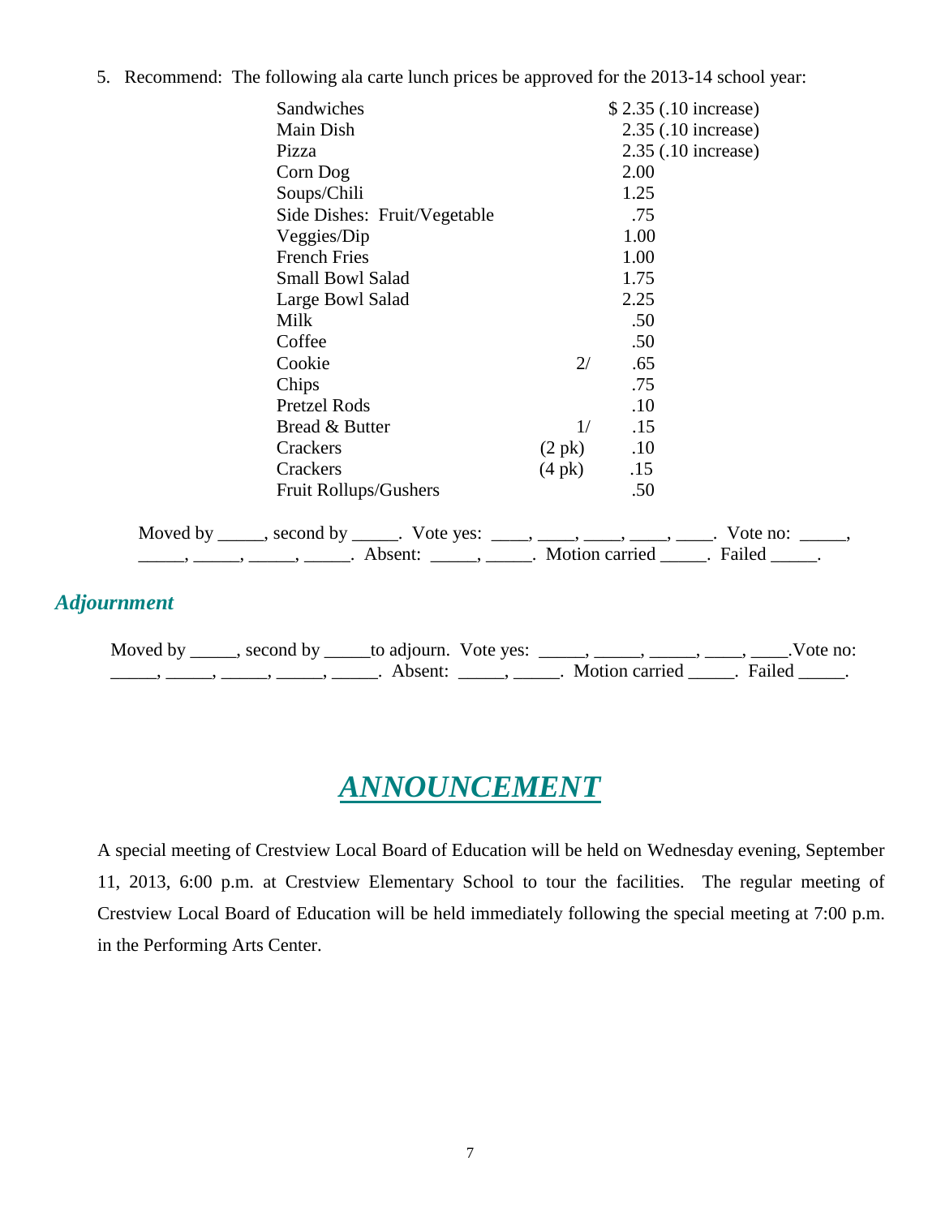5. Recommend: The following ala carte lunch prices be approved for the 2013-14 school year:

| | | |
|---|---|---|
| Sandwiches | | $ 2.35 (.10 increase) |
| Main Dish | | 2.35 (.10 increase) |
| Pizza | | 2.35 (.10 increase) |
| Corn Dog | | 2.00 |
| Soups/Chili | | 1.25 |
| Side Dishes: Fruit/Vegetable | | .75 |
| Veggies/Dip | | 1.00 |
| French Fries | | 1.00 |
| Small Bowl Salad | | 1.75 |
| Large Bowl Salad | | 2.25 |
| Milk | | .50 |
| Coffee | | .50 |
| Cookie | 2/ | .65 |
| Chips | | .75 |
| Pretzel Rods | | .10 |
| Bread & Butter | 1/ | .15 |
| Crackers | (2 pk) | .10 |
| Crackers | (4 pk) | .15 |
| Fruit Rollups/Gushers | | .50 |

Moved by _____, second by _____. Vote yes: ____, ____, ____, ____, ____. Vote no: _____, _____, _____, _____, _____. Absent: _____, _____. Motion carried _____. Failed _____.

## *Adjournment*

Moved by _____, second by _____to adjourn. Vote yes: _____, _____, _____, ____, ____.Vote no: _____, _____, _____, _____, _____. Absent: _____, _____. Motion carried _____. Failed _____.

# ***ANNOUNCEMENT***

A special meeting of Crestview Local Board of Education will be held on Wednesday evening, September 11, 2013, 6:00 p.m. at Crestview Elementary School to tour the facilities. The regular meeting of Crestview Local Board of Education will be held immediately following the special meeting at 7:00 p.m. in the Performing Arts Center.